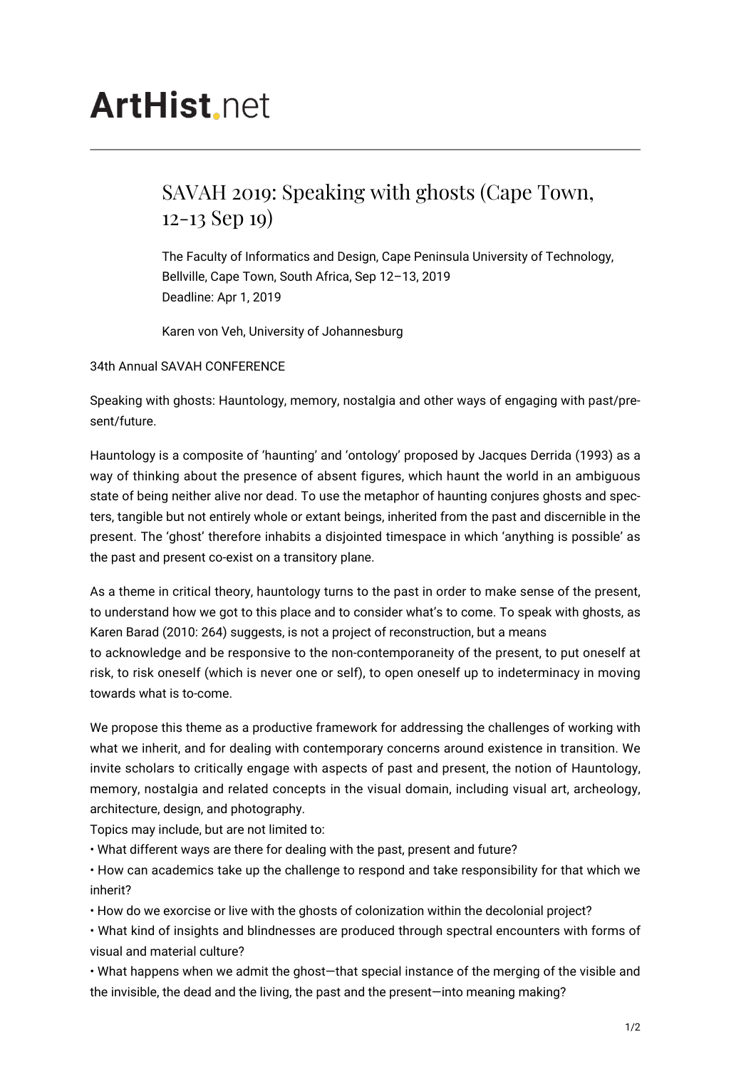# ArtHist.net

## SAVAH 2019: Speaking with ghosts (Cape Town, 12-13 Sep 19)

The Faculty of Informatics and Design, Cape Peninsula University of Technology, Bellville, Cape Town, South Africa, Sep 12–13, 2019
Deadline: Apr 1, 2019

Karen von Veh, University of Johannesburg

34th Annual SAVAH CONFERENCE

Speaking with ghosts: Hauntology, memory, nostalgia and other ways of engaging with past/present/future.

Hauntology is a composite of 'haunting' and 'ontology' proposed by Jacques Derrida (1993) as a way of thinking about the presence of absent figures, which haunt the world in an ambiguous state of being neither alive nor dead. To use the metaphor of haunting conjures ghosts and specters, tangible but not entirely whole or extant beings, inherited from the past and discernible in the present. The 'ghost' therefore inhabits a disjointed timespace in which 'anything is possible' as the past and present co-exist on a transitory plane.

As a theme in critical theory, hauntology turns to the past in order to make sense of the present, to understand how we got to this place and to consider what's to come. To speak with ghosts, as Karen Barad (2010: 264) suggests, is not a project of reconstruction, but a means
to acknowledge and be responsive to the non-contemporaneity of the present, to put oneself at risk, to risk oneself (which is never one or self), to open oneself up to indeterminacy in moving towards what is to-come.

We propose this theme as a productive framework for addressing the challenges of working with what we inherit, and for dealing with contemporary concerns around existence in transition. We invite scholars to critically engage with aspects of past and present, the notion of Hauntology, memory, nostalgia and related concepts in the visual domain, including visual art, archeology, architecture, design, and photography.
Topics may include, but are not limited to:

- What different ways are there for dealing with the past, present and future?
- How can academics take up the challenge to respond and take responsibility for that which we inherit?
- How do we exorcise or live with the ghosts of colonization within the decolonial project?
- What kind of insights and blindnesses are produced through spectral encounters with forms of visual and material culture?
- What happens when we admit the ghost—that special instance of the merging of the visible and the invisible, the dead and the living, the past and the present—into meaning making?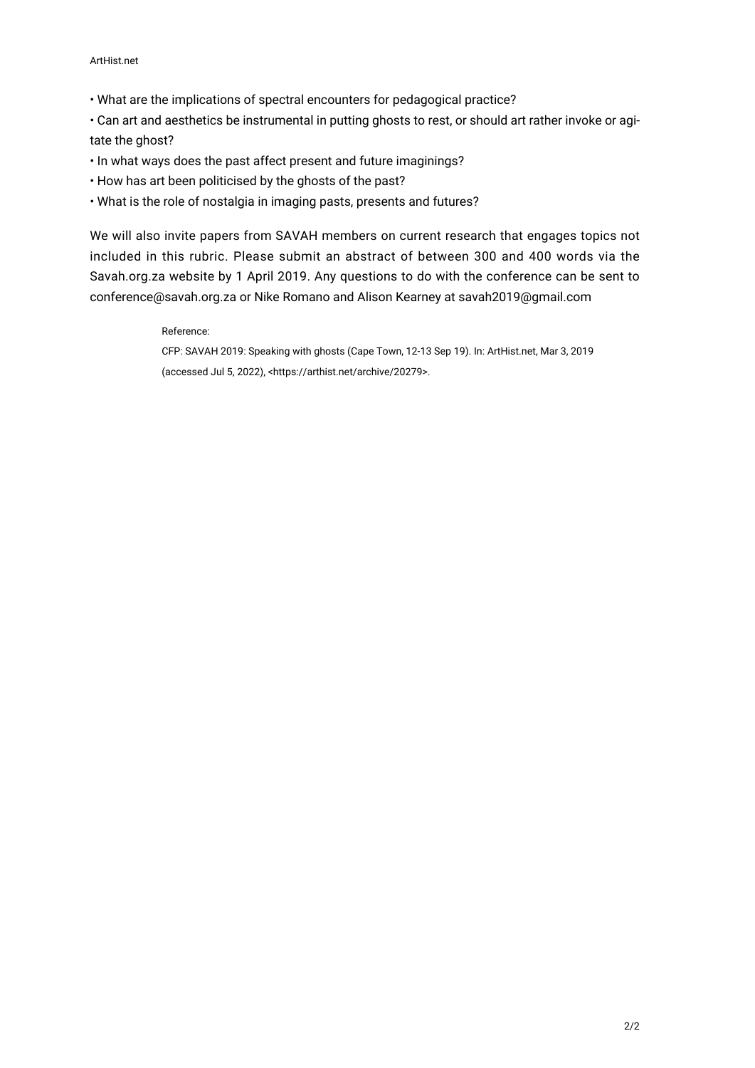- What are the implications of spectral encounters for pedagogical practice?
- Can art and aesthetics be instrumental in putting ghosts to rest, or should art rather invoke or agitate the ghost?
- In what ways does the past affect present and future imaginings?
- How has art been politicised by the ghosts of the past?
- What is the role of nostalgia in imaging pasts, presents and futures?

We will also invite papers from SAVAH members on current research that engages topics not included in this rubric. Please submit an abstract of between 300 and 400 words via the Savah.org.za website by 1 April 2019. Any questions to do with the conference can be sent to conference@savah.org.za or Nike Romano and Alison Kearney at savah2019@gmail.com

Reference:

CFP: SAVAH 2019: Speaking with ghosts (Cape Town, 12-13 Sep 19). In: ArtHist.net, Mar 3, 2019 (accessed Jul 5, 2022), <https://arthist.net/archive/20279>.